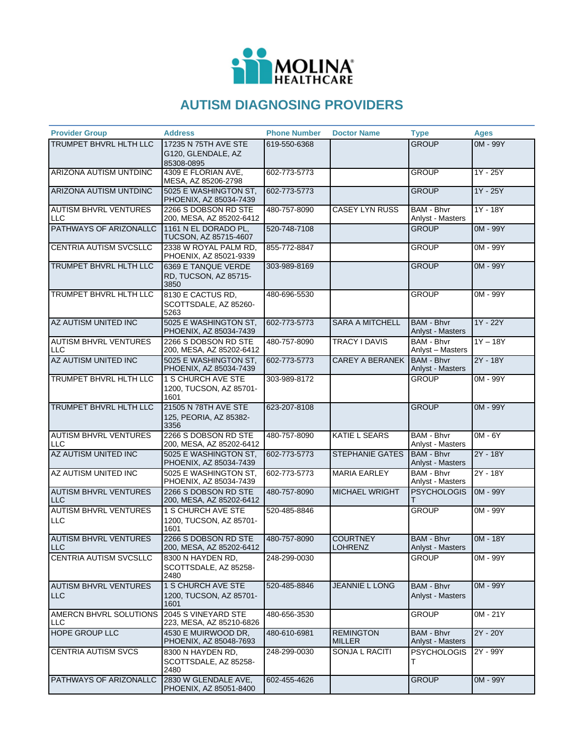# AUTISM DIAGNOSING PROVIDERS

| Provider Group | Address | Phone Number | Doctor Name | Type | Ages |
|---|---|---|---|---|---|
| TRUMPET BHVRL HLTH LLC | 17235 N 75TH AVE STE G120, GLENDALE, AZ 85308-0895 | 619-550-6368 | | GROUP | 0M - 99Y |
| ARIZONA AUTISM UNTDINC | 4309 E FLORIAN AVE, MESA, AZ 85206-2798 | 602-773-5773 | | GROUP | 1Y - 25Y |
| ARIZONA AUTISM UNTDINC | 5025 E WASHINGTON ST, PHOENIX, AZ 85034-7439 | 602-773-5773 | | GROUP | 1Y - 25Y |
| AUTISM BHVRL VENTURES LLC | 2266 S DOBSON RD STE 200, MESA, AZ 85202-6412 | 480-757-8090 | CASEY LYN RUSS | BAM - Bhvr Anlyst - Masters | 1Y - 18Y |
| PATHWAYS OF ARIZONALLC | 1161 N EL DORADO PL, TUCSON, AZ 85715-4607 | 520-748-7108 | | GROUP | 0M - 99Y |
| CENTRIA AUTISM SVCSLLC | 2338 W ROYAL PALM RD, PHOENIX, AZ 85021-9339 | 855-772-8847 | | GROUP | 0M - 99Y |
| TRUMPET BHVRL HLTH LLC | 6369 E TANQUE VERDE RD, TUCSON, AZ 85715-3850 | 303-989-8169 | | GROUP | 0M - 99Y |
| TRUMPET BHVRL HLTH LLC | 8130 E CACTUS RD, SCOTTSDALE, AZ 85260-5263 | 480-696-5530 | | GROUP | 0M - 99Y |
| AZ AUTISM UNITED INC | 5025 E WASHINGTON ST, PHOENIX, AZ 85034-7439 | 602-773-5773 | SARA A MITCHELL | BAM - Bhvr Anlyst - Masters | 1Y - 22Y |
| AUTISM BHVRL VENTURES LLC | 2266 S DOBSON RD STE 200, MESA, AZ 85202-6412 | 480-757-8090 | TRACY I DAVIS | BAM - Bhvr Anlyst – Masters | 1Y – 18Y |
| AZ AUTISM UNITED INC | 5025 E WASHINGTON ST, PHOENIX, AZ 85034-7439 | 602-773-5773 | CAREY A BERANEK | BAM - Bhvr Anlyst - Masters | 2Y - 18Y |
| TRUMPET BHVRL HLTH LLC | 1 S CHURCH AVE STE 1200, TUCSON, AZ 85701-1601 | 303-989-8172 | | GROUP | 0M - 99Y |
| TRUMPET BHVRL HLTH LLC | 21505 N 78TH AVE STE 125, PEORIA, AZ 85382-3356 | 623-207-8108 | | GROUP | 0M - 99Y |
| AUTISM BHVRL VENTURES LLC | 2266 S DOBSON RD STE 200, MESA, AZ 85202-6412 | 480-757-8090 | KATIE L SEARS | BAM - Bhvr Anlyst - Masters | 0M - 6Y |
| AZ AUTISM UNITED INC | 5025 E WASHINGTON ST, PHOENIX, AZ 85034-7439 | 602-773-5773 | STEPHANIE GATES | BAM - Bhvr Anlyst - Masters | 2Y - 18Y |
| AZ AUTISM UNITED INC | 5025 E WASHINGTON ST, PHOENIX, AZ 85034-7439 | 602-773-5773 | MARIA EARLEY | BAM - Bhvr Anlyst - Masters | 2Y - 18Y |
| AUTISM BHVRL VENTURES LLC | 2266 S DOBSON RD STE 200, MESA, AZ 85202-6412 | 480-757-8090 | MICHAEL WRIGHT | PSYCHOLOGIST | 0M - 99Y |
| AUTISM BHVRL VENTURES LLC | 1 S CHURCH AVE STE 1200, TUCSON, AZ 85701-1601 | 520-485-8846 | | GROUP | 0M - 99Y |
| AUTISM BHVRL VENTURES LLC | 2266 S DOBSON RD STE 200, MESA, AZ 85202-6412 | 480-757-8090 | COURTNEY LOHRENZ | BAM - Bhvr Anlyst - Masters | 0M - 18Y |
| CENTRIA AUTISM SVCSLLC | 8300 N HAYDEN RD, SCOTTSDALE, AZ 85258-2480 | 248-299-0030 | | GROUP | 0M - 99Y |
| AUTISM BHVRL VENTURES LLC | 1 S CHURCH AVE STE 1200, TUCSON, AZ 85701-1601 | 520-485-8846 | JEANNIE L LONG | BAM - Bhvr Anlyst - Masters | 0M - 99Y |
| AMERCN BHVRL SOLUTIONS LLC | 2045 S VINEYARD STE 223, MESA, AZ 85210-6826 | 480-656-3530 | | GROUP | 0M - 21Y |
| HOPE GROUP LLC | 4530 E MUIRWOOD DR, PHOENIX, AZ 85048-7693 | 480-610-6981 | REMINGTON MILLER | BAM - Bhvr Anlyst - Masters | 2Y - 20Y |
| CENTRIA AUTISM SVCS | 8300 N HAYDEN RD, SCOTTSDALE, AZ 85258-2480 | 248-299-0030 | SONJA L RACITI | PSYCHOLOGIST | 2Y - 99Y |
| PATHWAYS OF ARIZONALLC | 2830 W GLENDALE AVE, PHOENIX, AZ 85051-8400 | 602-455-4626 | | GROUP | 0M - 99Y |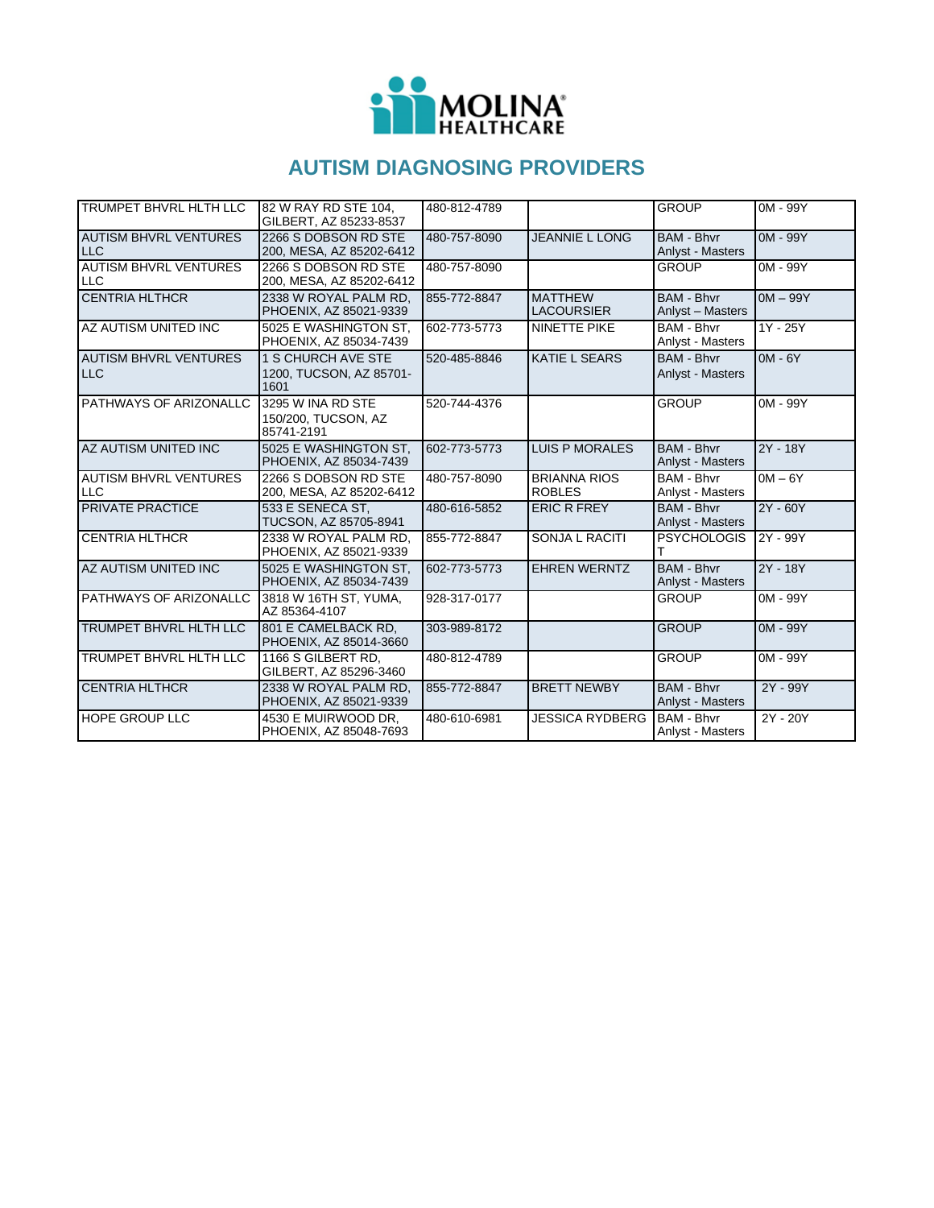# AUTISM DIAGNOSING PROVIDERS

| | | | | | |
|---|---|---|---|---|---|
| TRUMPET BHVRL HLTH LLC | 82 W RAY RD STE 104, GILBERT, AZ 85233-8537 | 480-812-4789 | | GROUP | 0M - 99Y |
| AUTISM BHVRL VENTURES LLC | 2266 S DOBSON RD STE 200, MESA, AZ 85202-6412 | 480-757-8090 | JEANNIE L LONG | BAM - Bhvr Anlyst - Masters | 0M - 99Y |
| AUTISM BHVRL VENTURES LLC | 2266 S DOBSON RD STE 200, MESA, AZ 85202-6412 | 480-757-8090 | | GROUP | 0M - 99Y |
| CENTRIA HLTHCR | 2338 W ROYAL PALM RD, PHOENIX, AZ 85021-9339 | 855-772-8847 | MATTHEW LACOURSIER | BAM - Bhvr Anlyst – Masters | 0M – 99Y |
| AZ AUTISM UNITED INC | 5025 E WASHINGTON ST, PHOENIX, AZ 85034-7439 | 602-773-5773 | NINETTE PIKE | BAM - Bhvr Anlyst - Masters | 1Y - 25Y |
| AUTISM BHVRL VENTURES LLC | 1 S CHURCH AVE STE 1200, TUCSON, AZ 85701-1601 | 520-485-8846 | KATIE L SEARS | BAM - Bhvr Anlyst - Masters | 0M - 6Y |
| PATHWAYS OF ARIZONALLC | 3295 W INA RD STE 150/200, TUCSON, AZ 85741-2191 | 520-744-4376 | | GROUP | 0M - 99Y |
| AZ AUTISM UNITED INC | 5025 E WASHINGTON ST, PHOENIX, AZ 85034-7439 | 602-773-5773 | LUIS P MORALES | BAM - Bhvr Anlyst - Masters | 2Y - 18Y |
| AUTISM BHVRL VENTURES LLC | 2266 S DOBSON RD STE 200, MESA, AZ 85202-6412 | 480-757-8090 | BRIANNA RIOS ROBLES | BAM - Bhvr Anlyst - Masters | 0M – 6Y |
| PRIVATE PRACTICE | 533 E SENECA ST, TUCSON, AZ 85705-8941 | 480-616-5852 | ERIC R FREY | BAM - Bhvr Anlyst - Masters | 2Y - 60Y |
| CENTRIA HLTHCR | 2338 W ROYAL PALM RD, PHOENIX, AZ 85021-9339 | 855-772-8847 | SONJA L RACITI | PSYCHOLOGIST | 2Y - 99Y |
| AZ AUTISM UNITED INC | 5025 E WASHINGTON ST, PHOENIX, AZ 85034-7439 | 602-773-5773 | EHREN WERNTZ | BAM - Bhvr Anlyst - Masters | 2Y - 18Y |
| PATHWAYS OF ARIZONALLC | 3818 W 16TH ST, YUMA, AZ 85364-4107 | 928-317-0177 | | GROUP | 0M - 99Y |
| TRUMPET BHVRL HLTH LLC | 801 E CAMELBACK RD, PHOENIX, AZ 85014-3660 | 303-989-8172 | | GROUP | 0M - 99Y |
| TRUMPET BHVRL HLTH LLC | 1166 S GILBERT RD, GILBERT, AZ 85296-3460 | 480-812-4789 | | GROUP | 0M - 99Y |
| CENTRIA HLTHCR | 2338 W ROYAL PALM RD, PHOENIX, AZ 85021-9339 | 855-772-8847 | BRETT NEWBY | BAM - Bhvr Anlyst - Masters | 2Y - 99Y |
| HOPE GROUP LLC | 4530 E MUIRWOOD DR, PHOENIX, AZ 85048-7693 | 480-610-6981 | JESSICA RYDBERG | BAM - Bhvr Anlyst - Masters | 2Y - 20Y |